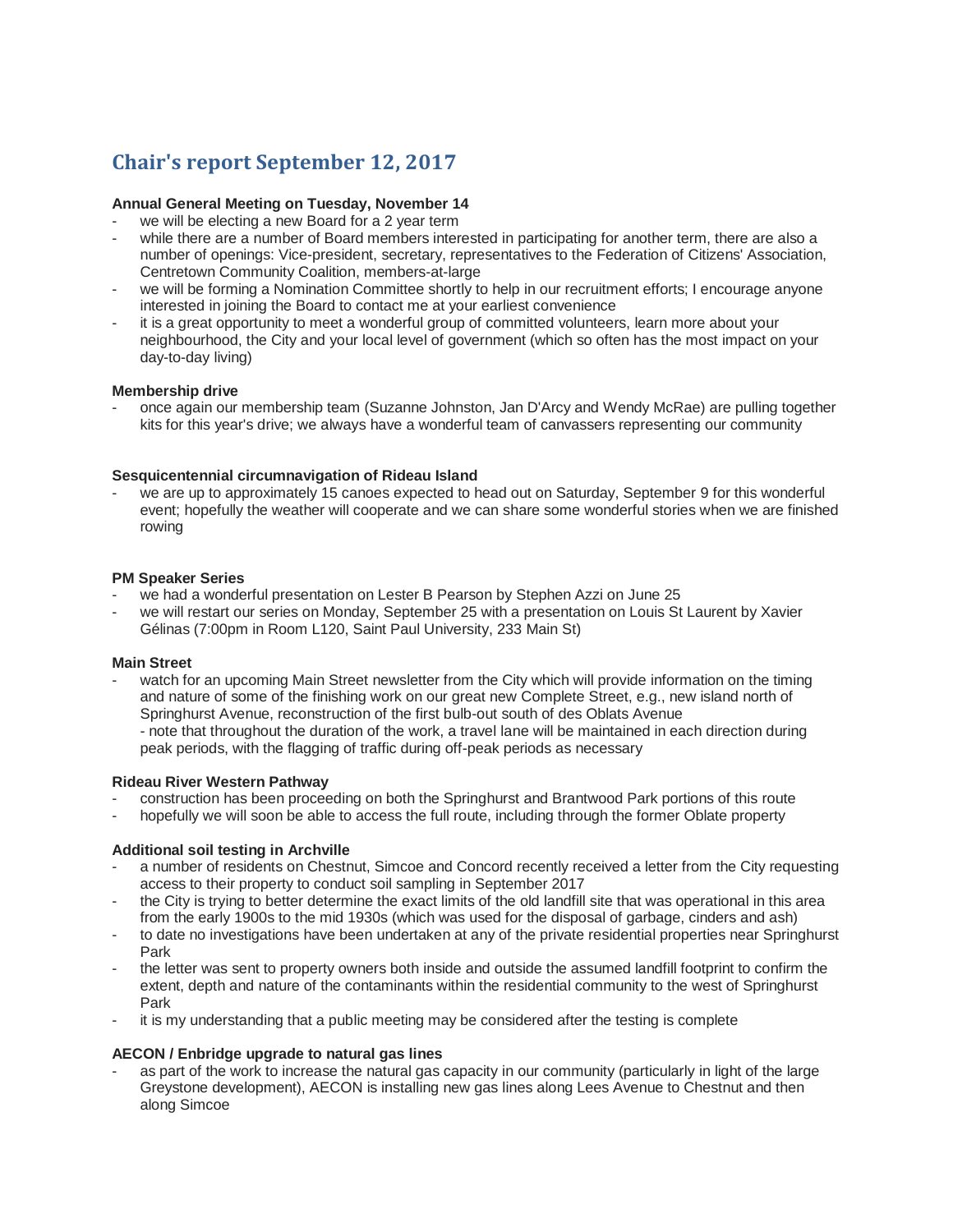# Chair's report September 12, 2017

**Annual General Meeting on Tuesday, November 14**

- we will be electing a new Board for a 2 year term
- while there are a number of Board members interested in participating for another term, there are also a number of openings: Vice-president, secretary, representatives to the Federation of Citizens' Association, Centretown Community Coalition, members-at-large
- we will be forming a Nomination Committee shortly to help in our recruitment efforts; I encourage anyone interested in joining the Board to contact me at your earliest convenience
- it is a great opportunity to meet a wonderful group of committed volunteers, learn more about your neighbourhood, the City and your local level of government (which so often has the most impact on your day-to-day living)

**Membership drive**

- once again our membership team (Suzanne Johnston, Jan D'Arcy and Wendy McRae) are pulling together kits for this year's drive; we always have a wonderful team of canvassers representing our community

**Sesquicentennial circumnavigation of Rideau Island**

- we are up to approximately 15 canoes expected to head out on Saturday, September 9 for this wonderful event; hopefully the weather will cooperate and we can share some wonderful stories when we are finished rowing

**PM Speaker Series**

- we had a wonderful presentation on Lester B Pearson by Stephen Azzi on June 25
- we will restart our series on Monday, September 25 with a presentation on Louis St Laurent by Xavier Gélinas (7:00pm in Room L120, Saint Paul University, 233 Main St)

**Main Street**

- watch for an upcoming Main Street newsletter from the City which will provide information on the timing and nature of some of the finishing work on our great new Complete Street, e.g., new island north of Springhurst Avenue, reconstruction of the first bulb-out south of des Oblats Avenue
  - note that throughout the duration of the work, a travel lane will be maintained in each direction during peak periods, with the flagging of traffic during off-peak periods as necessary

**Rideau River Western Pathway**

- construction has been proceeding on both the Springhurst and Brantwood Park portions of this route
- hopefully we will soon be able to access the full route, including through the former Oblate property

**Additional soil testing in Archville**

- a number of residents on Chestnut, Simcoe and Concord recently received a letter from the City requesting access to their property to conduct soil sampling in September 2017
- the City is trying to better determine the exact limits of the old landfill site that was operational in this area from the early 1900s to the mid 1930s (which was used for the disposal of garbage, cinders and ash)
- to date no investigations have been undertaken at any of the private residential properties near Springhurst Park
- the letter was sent to property owners both inside and outside the assumed landfill footprint to confirm the extent, depth and nature of the contaminants within the residential community to the west of Springhurst Park
- it is my understanding that a public meeting may be considered after the testing is complete

**AECON / Enbridge upgrade to natural gas lines**

- as part of the work to increase the natural gas capacity in our community (particularly in light of the large Greystone development), AECON is installing new gas lines along Lees Avenue to Chestnut and then along Simcoe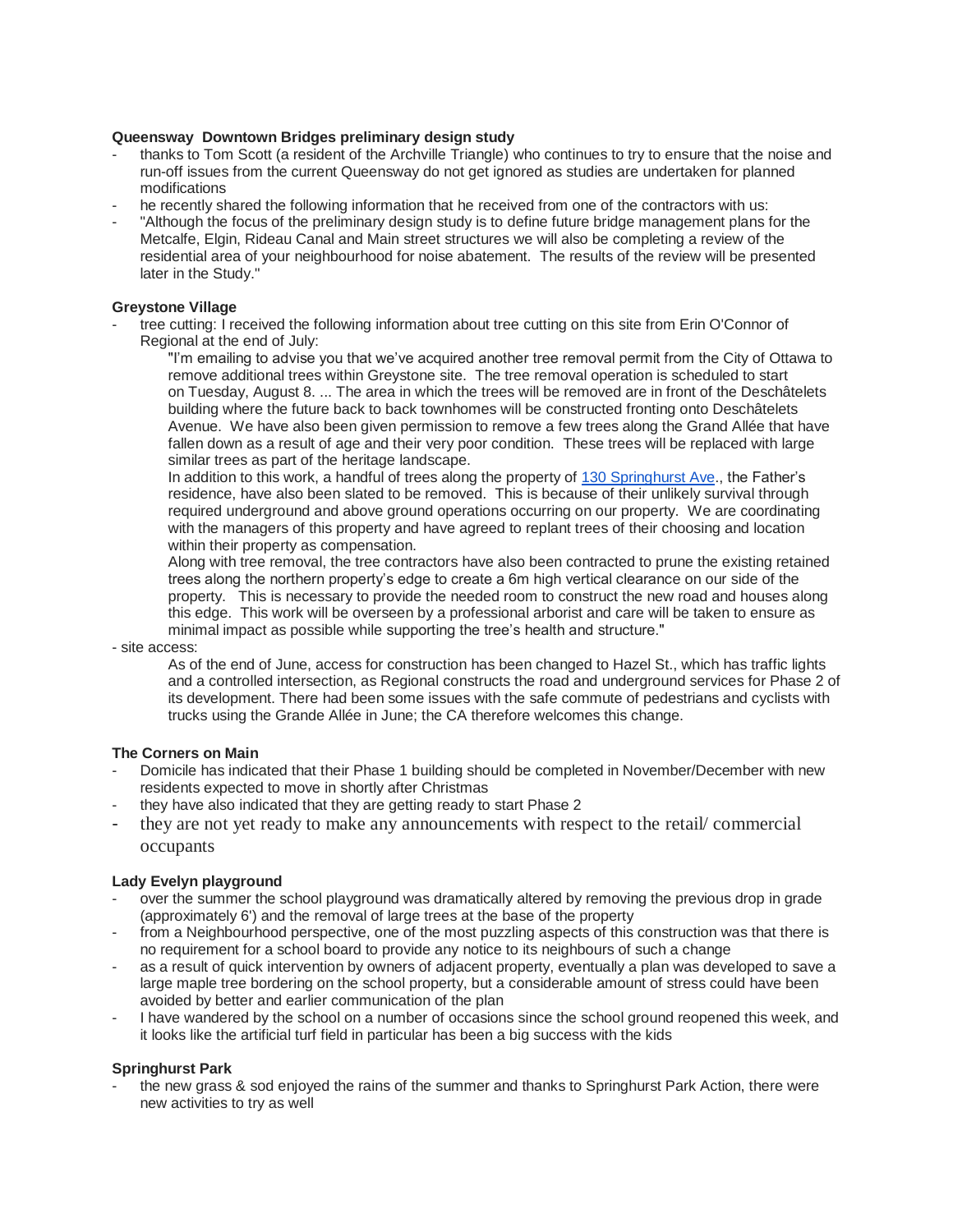**Queensway Downtown Bridges preliminary design study**

- thanks to Tom Scott (a resident of the Archville Triangle) who continues to try to ensure that the noise and run-off issues from the current Queensway do not get ignored as studies are undertaken for planned modifications
- he recently shared the following information that he received from one of the contractors with us:
- "Although the focus of the preliminary design study is to define future bridge management plans for the Metcalfe, Elgin, Rideau Canal and Main street structures we will also be completing a review of the residential area of your neighbourhood for noise abatement. The results of the review will be presented later in the Study."

**Greystone Village**

- tree cutting: I received the following information about tree cutting on this site from Erin O'Connor of Regional at the end of July:

  "I'm emailing to advise you that we've acquired another tree removal permit from the City of Ottawa to remove additional trees within Greystone site. The tree removal operation is scheduled to start on Tuesday, August 8. ... The area in which the trees will be removed are in front of the Deschâtelets building where the future back to back townhomes will be constructed fronting onto Deschâtelets Avenue. We have also been given permission to remove a few trees along the Grand Allée that have fallen down as a result of age and their very poor condition. These trees will be replaced with large similar trees as part of the heritage landscape.

  In addition to this work, a handful of trees along the property of [130 Springhurst Ave](130 Springhurst Ave)., the Father's residence, have also been slated to be removed. This is because of their unlikely survival through required underground and above ground operations occurring on our property. We are coordinating with the managers of this property and have agreed to replant trees of their choosing and location within their property as compensation.

  Along with tree removal, the tree contractors have also been contracted to prune the existing retained trees along the northern property's edge to create a 6m high vertical clearance on our side of the property. This is necessary to provide the needed room to construct the new road and houses along this edge. This work will be overseen by a professional arborist and care will be taken to ensure as minimal impact as possible while supporting the tree's health and structure."

- site access:

  As of the end of June, access for construction has been changed to Hazel St., which has traffic lights and a controlled intersection, as Regional constructs the road and underground services for Phase 2 of its development. There had been some issues with the safe commute of pedestrians and cyclists with trucks using the Grande Allée in June; the CA therefore welcomes this change.

**The Corners on Main**

- Domicile has indicated that their Phase 1 building should be completed in November/December with new residents expected to move in shortly after Christmas
- they have also indicated that they are getting ready to start Phase 2
- they are not yet ready to make any announcements with respect to the retail/ commercial occupants

**Lady Evelyn playground**

- over the summer the school playground was dramatically altered by removing the previous drop in grade (approximately 6') and the removal of large trees at the base of the property
- from a Neighbourhood perspective, one of the most puzzling aspects of this construction was that there is no requirement for a school board to provide any notice to its neighbours of such a change
- as a result of quick intervention by owners of adjacent property, eventually a plan was developed to save a large maple tree bordering on the school property, but a considerable amount of stress could have been avoided by better and earlier communication of the plan
- I have wandered by the school on a number of occasions since the school ground reopened this week, and it looks like the artificial turf field in particular has been a big success with the kids

**Springhurst Park**

- the new grass & sod enjoyed the rains of the summer and thanks to Springhurst Park Action, there were new activities to try as well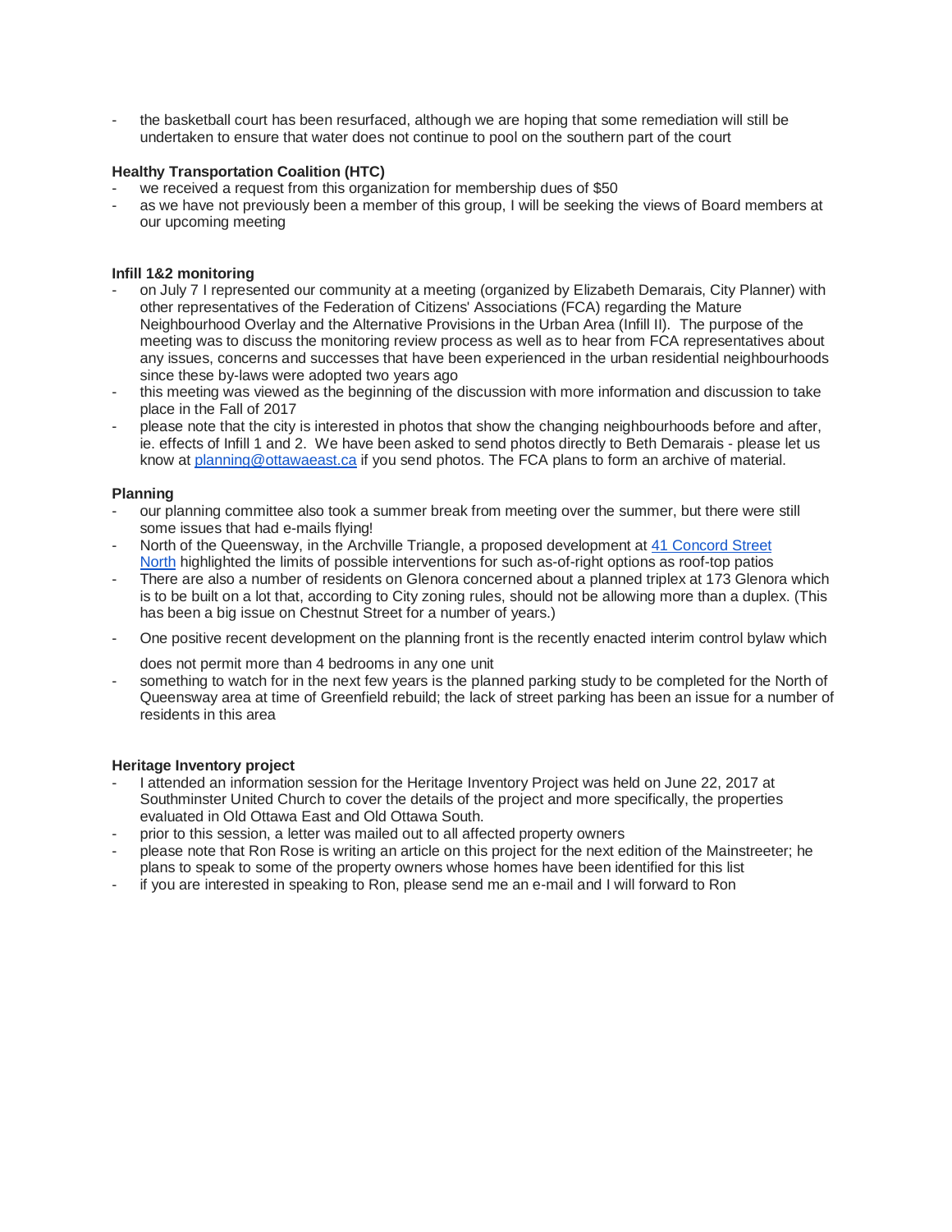- the basketball court has been resurfaced, although we are hoping that some remediation will still be undertaken to ensure that water does not continue to pool on the southern part of the court

**Healthy Transportation Coalition (HTC)**

- we received a request from this organization for membership dues of $50
- as we have not previously been a member of this group, I will be seeking the views of Board members at our upcoming meeting

**Infill 1&2 monitoring**

- on July 7 I represented our community at a meeting (organized by Elizabeth Demarais, City Planner) with other representatives of the Federation of Citizens' Associations (FCA) regarding the Mature Neighbourhood Overlay and the Alternative Provisions in the Urban Area (Infill II). The purpose of the meeting was to discuss the monitoring review process as well as to hear from FCA representatives about any issues, concerns and successes that have been experienced in the urban residential neighbourhoods since these by-laws were adopted two years ago
- this meeting was viewed as the beginning of the discussion with more information and discussion to take place in the Fall of 2017
- please note that the city is interested in photos that show the changing neighbourhoods before and after, ie. effects of Infill 1 and 2. We have been asked to send photos directly to Beth Demarais - please let us know at planning@ottawaeast.ca if you send photos. The FCA plans to form an archive of material.

**Planning**

- our planning committee also took a summer break from meeting over the summer, but there were still some issues that had e-mails flying!
- North of the Queensway, in the Archville Triangle, a proposed development at 41 Concord Street North highlighted the limits of possible interventions for such as-of-right options as roof-top patios
- There are also a number of residents on Glenora concerned about a planned triplex at 173 Glenora which is to be built on a lot that, according to City zoning rules, should not be allowing more than a duplex. (This has been a big issue on Chestnut Street for a number of years.)
- One positive recent development on the planning front is the recently enacted interim control bylaw which does not permit more than 4 bedrooms in any one unit
- something to watch for in the next few years is the planned parking study to be completed for the North of Queensway area at time of Greenfield rebuild; the lack of street parking has been an issue for a number of residents in this area

**Heritage Inventory project**

- I attended an information session for the Heritage Inventory Project was held on June 22, 2017 at Southminster United Church to cover the details of the project and more specifically, the properties evaluated in Old Ottawa East and Old Ottawa South.
- prior to this session, a letter was mailed out to all affected property owners
- please note that Ron Rose is writing an article on this project for the next edition of the Mainstreeter; he plans to speak to some of the property owners whose homes have been identified for this list
- if you are interested in speaking to Ron, please send me an e-mail and I will forward to Ron